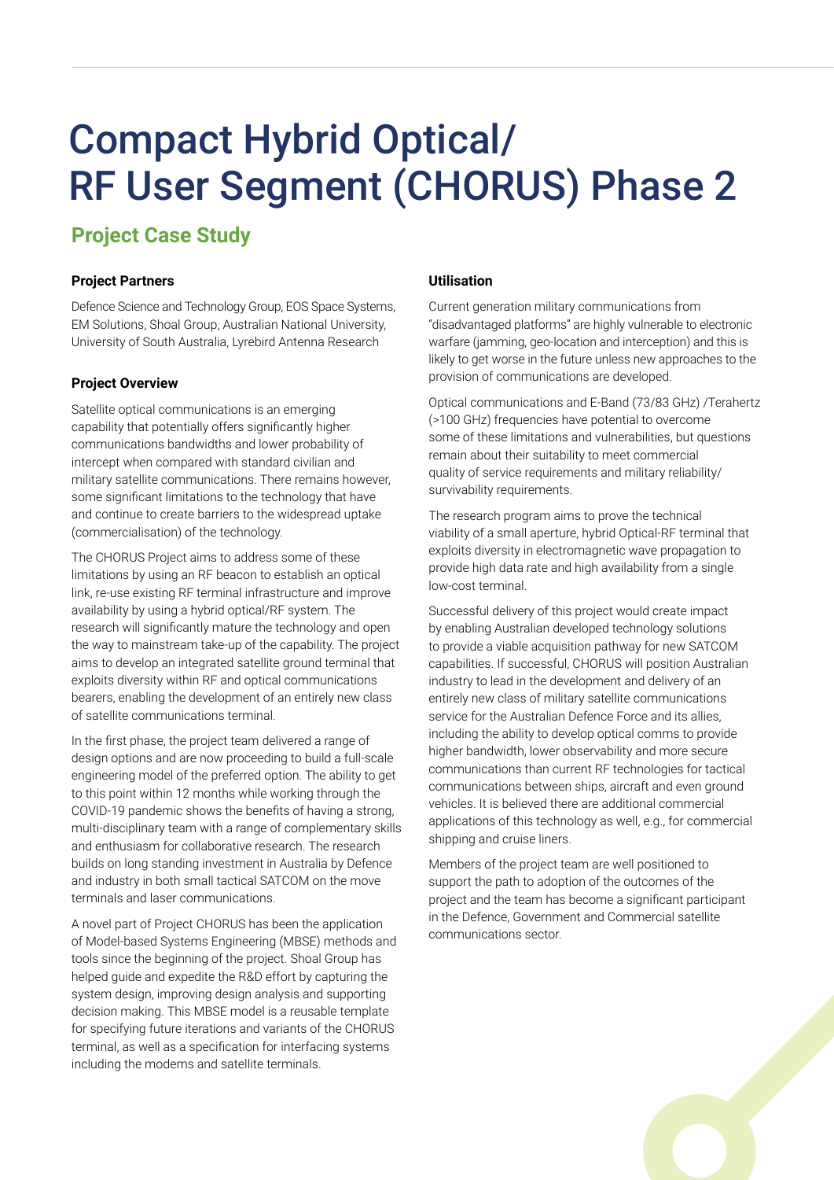# Compact Hybrid Optical/ RF User Segment (CHORUS) Phase 2

## Project Case Study

### Project Partners

Defence Science and Technology Group, EOS Space Systems, EM Solutions, Shoal Group, Australian National University, University of South Australia, Lyrebird Antenna Research

### Project Overview

Satellite optical communications is an emerging capability that potentially offers significantly higher communications bandwidths and lower probability of intercept when compared with standard civilian and military satellite communications. There remains however, some significant limitations to the technology that have and continue to create barriers to the widespread uptake (commercialisation) of the technology.

The CHORUS Project aims to address some of these limitations by using an RF beacon to establish an optical link, re-use existing RF terminal infrastructure and improve availability by using a hybrid optical/RF system. The research will significantly mature the technology and open the way to mainstream take-up of the capability. The project aims to develop an integrated satellite ground terminal that exploits diversity within RF and optical communications bearers, enabling the development of an entirely new class of satellite communications terminal.

In the first phase, the project team delivered a range of design options and are now proceeding to build a full-scale engineering model of the preferred option. The ability to get to this point within 12 months while working through the COVID-19 pandemic shows the benefits of having a strong, multi-disciplinary team with a range of complementary skills and enthusiasm for collaborative research. The research builds on long standing investment in Australia by Defence and industry in both small tactical SATCOM on the move terminals and laser communications.

A novel part of Project CHORUS has been the application of Model-based Systems Engineering (MBSE) methods and tools since the beginning of the project. Shoal Group has helped guide and expedite the R&D effort by capturing the system design, improving design analysis and supporting decision making. This MBSE model is a reusable template for specifying future iterations and variants of the CHORUS terminal, as well as a specification for interfacing systems including the modems and satellite terminals.

### Utilisation

Current generation military communications from "disadvantaged platforms" are highly vulnerable to electronic warfare (jamming, geo-location and interception) and this is likely to get worse in the future unless new approaches to the provision of communications are developed.

Optical communications and E-Band (73/83 GHz) /Terahertz (>100 GHz) frequencies have potential to overcome some of these limitations and vulnerabilities, but questions remain about their suitability to meet commercial quality of service requirements and military reliability/ survivability requirements.

The research program aims to prove the technical viability of a small aperture, hybrid Optical-RF terminal that exploits diversity in electromagnetic wave propagation to provide high data rate and high availability from a single low-cost terminal.

Successful delivery of this project would create impact by enabling Australian developed technology solutions to provide a viable acquisition pathway for new SATCOM capabilities. If successful, CHORUS will position Australian industry to lead in the development and delivery of an entirely new class of military satellite communications service for the Australian Defence Force and its allies, including the ability to develop optical comms to provide higher bandwidth, lower observability and more secure communications than current RF technologies for tactical communications between ships, aircraft and even ground vehicles. It is believed there are additional commercial applications of this technology as well, e.g., for commercial shipping and cruise liners.

Members of the project team are well positioned to support the path to adoption of the outcomes of the project and the team has become a significant participant in the Defence, Government and Commercial satellite communications sector.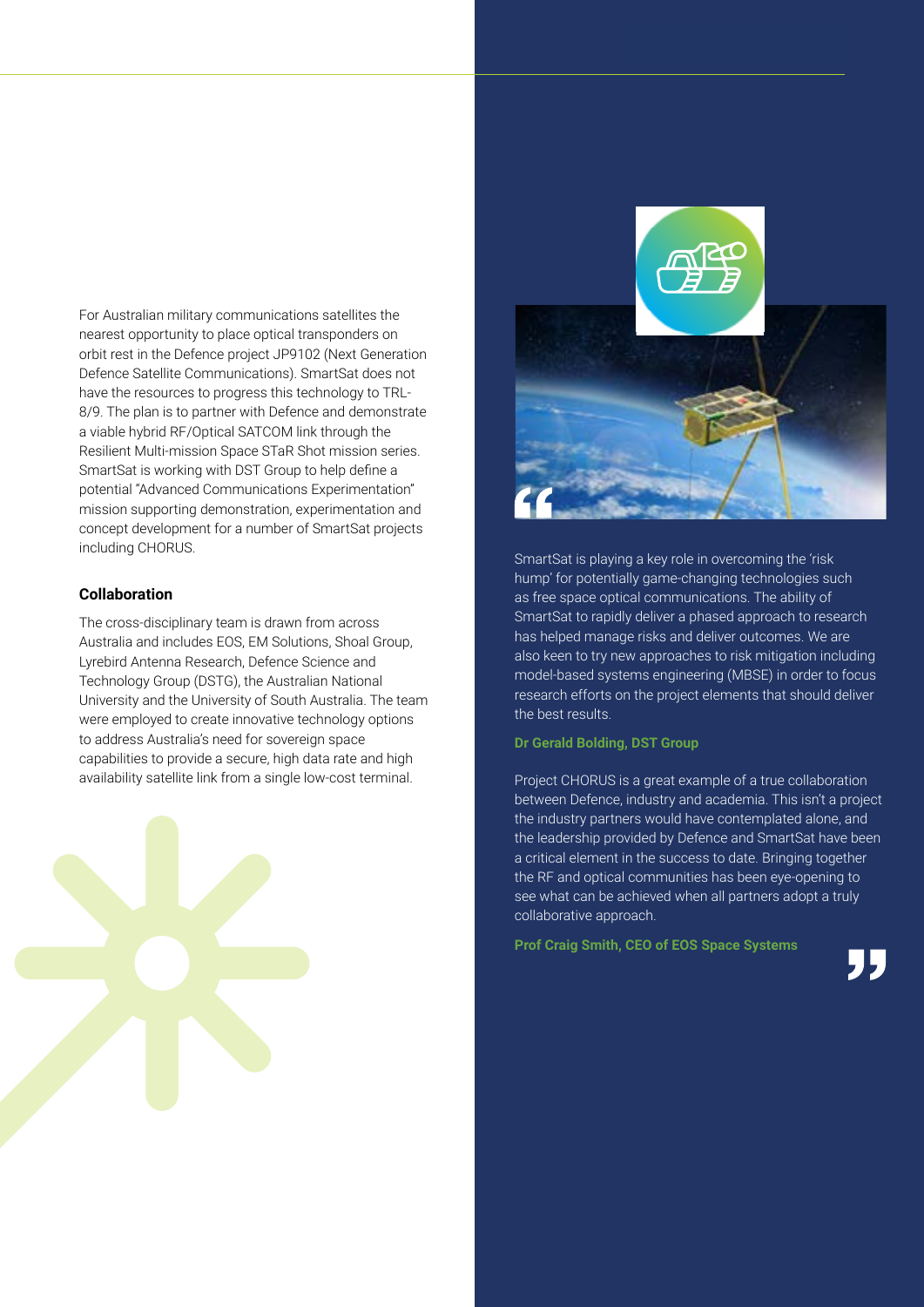For Australian military communications satellites the nearest opportunity to place optical transponders on orbit rest in the Defence project JP9102 (Next Generation Defence Satellite Communications). SmartSat does not have the resources to progress this technology to TRL-8/9. The plan is to partner with Defence and demonstrate a viable hybrid RF/Optical SATCOM link through the Resilient Multi-mission Space STaR Shot mission series. SmartSat is working with DST Group to help define a potential "Advanced Communications Experimentation" mission supporting demonstration, experimentation and concept development for a number of SmartSat projects including CHORUS.

### Collaboration

The cross-disciplinary team is drawn from across Australia and includes EOS, EM Solutions, Shoal Group, Lyrebird Antenna Research, Defence Science and Technology Group (DSTG), the Australian National University and the University of South Australia. The team were employed to create innovative technology options to address Australia's need for sovereign space capabilities to provide a secure, high data rate and high availability satellite link from a single low-cost terminal.

> SmartSat is playing a key role in overcoming the 'risk hump' for potentially game-changing technologies such as free space optical communications. The ability of SmartSat to rapidly deliver a phased approach to research has helped manage risks and deliver outcomes. We are also keen to try new approaches to risk mitigation including model-based systems engineering (MBSE) in order to focus research efforts on the project elements that should deliver the best results.
>
> **Dr Gerald Bolding, DST Group**

> Project CHORUS is a great example of a true collaboration between Defence, industry and academia. This isn't a project the industry partners would have contemplated alone, and the leadership provided by Defence and SmartSat have been a critical element in the success to date. Bringing together the RF and optical communities has been eye-opening to see what can be achieved when all partners adopt a truly collaborative approach.
>
> **Prof Craig Smith, CEO of EOS Space Systems**